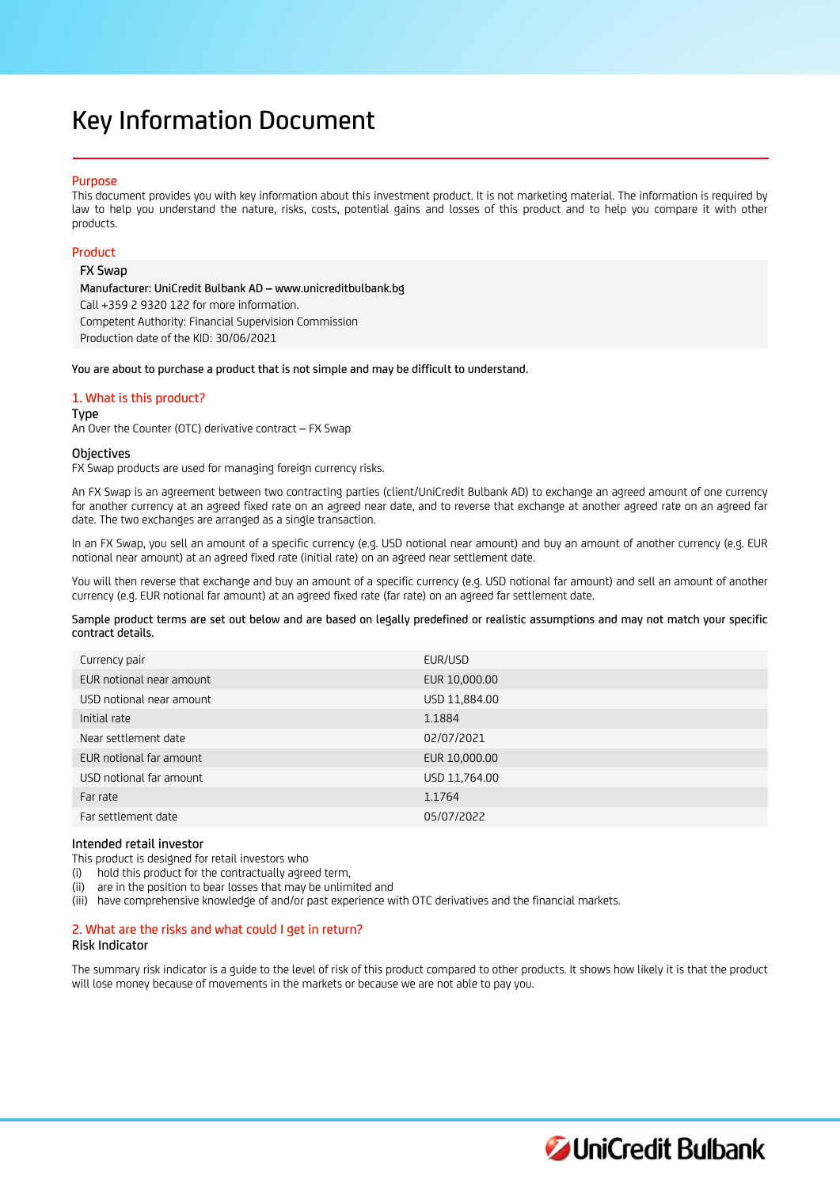# Key Information Document

## Purpose

This document provides you with key information about this investment product. It is not marketing material. The information is required by law to help you understand the nature, risks, costs, potential gains and losses of this product and to help you compare it with other products.

## Product

**FX Swap**

Manufacturer: UniCredit Bulbank AD – www.unicreditbulbank.bg

Call +359 2 9320 122 for more information.

Competent Authority: Financial Supervision Commission

Production date of the KID: 30/06/2021

**You are about to purchase a product that is not simple and may be difficult to understand.**

## 1. What is this product?

### Type

An Over the Counter (OTC) derivative contract – FX Swap

### Objectives

FX Swap products are used for managing foreign currency risks.

An FX Swap is an agreement between two contracting parties (client/UniCredit Bulbank AD) to exchange an agreed amount of one currency for another currency at an agreed fixed rate on an agreed near date, and to reverse that exchange at another agreed rate on an agreed far date. The two exchanges are arranged as a single transaction.

In an FX Swap, you sell an amount of a specific currency (e.g. USD notional near amount) and buy an amount of another currency (e.g. EUR notional near amount) at an agreed fixed rate (initial rate) on an agreed near settlement date.

You will then reverse that exchange and buy an amount of a specific currency (e.g. USD notional far amount) and sell an amount of another currency (e.g. EUR notional far amount) at an agreed fixed rate (far rate) on an agreed far settlement date.

**Sample product terms are set out below and are based on legally predefined or realistic assumptions and may not match your specific contract details.**

| | |
|---|---|
| Currency pair | EUR/USD |
| EUR notional near amount | EUR 10,000.00 |
| USD notional near amount | USD 11,884.00 |
| Initial rate | 1.1884 |
| Near settlement date | 02/07/2021 |
| EUR notional far amount | EUR 10,000.00 |
| USD notional far amount | USD 11,764.00 |
| Far rate | 1.1764 |
| Far settlement date | 05/07/2022 |

### Intended retail investor

This product is designed for retail investors who

(i) hold this product for the contractually agreed term,

(ii) are in the position to bear losses that may be unlimited and

(iii) have comprehensive knowledge of and/or past experience with OTC derivatives and the financial markets.

## 2. What are the risks and what could I get in return?

### Risk Indicator

The summary risk indicator is a guide to the level of risk of this product compared to other products. It shows how likely it is that the product will lose money because of movements in the markets or because we are not able to pay you.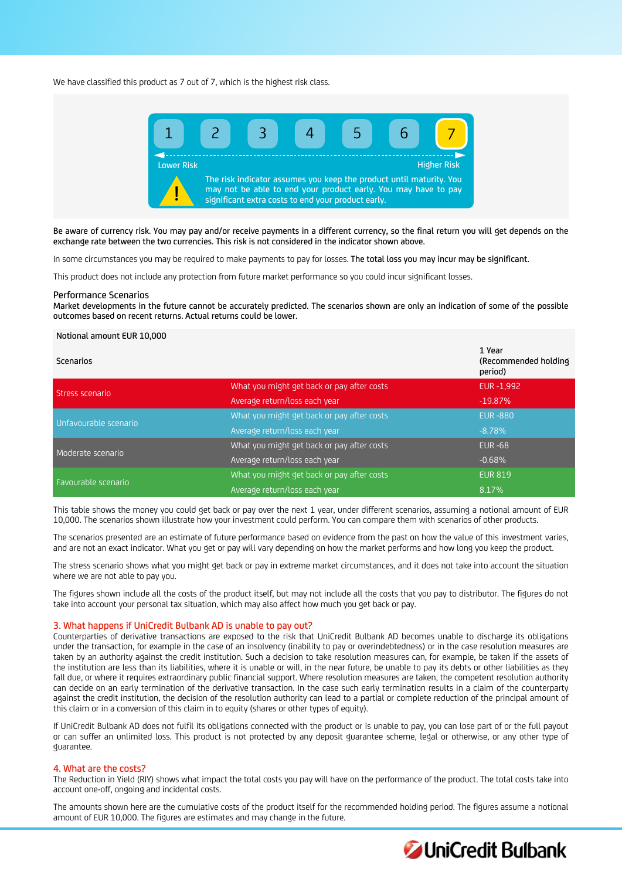We have classified this product as 7 out of 7, which is the highest risk class.

| 1 | 2 | 3 | 4 | 5 | 6 | **7** |
|---|---|---|---|---|---|---|

Lower Risk — Higher Risk

The risk indicator assumes you keep the product until maturity. You may not be able to end your product early. You may have to pay significant extra costs to end your product early.

Be aware of currency risk. You may pay and/or receive payments in a different currency, so the final return you will get depends on the exchange rate between the two currencies. This risk is not considered in the indicator shown above.

In some circumstances you may be required to make payments to pay for losses. **The total loss you may incur may be significant.**

This product does not include any protection from future market performance so you could incur significant losses.

### Performance Scenarios

Market developments in the future cannot be accurately predicted. The scenarios shown are only an indication of some of the possible outcomes based on recent returns. Actual returns could be lower.

| Notional amount EUR 10,000 | | |
|---|---|---|
| Scenarios | | 1 Year (Recommended holding period) |
| Stress scenario | What you might get back or pay after costs | EUR -1,992 |
| | Average return/loss each year | -19.87% |
| Unfavourable scenario | What you might get back or pay after costs | EUR -880 |
| | Average return/loss each year | -8.78% |
| Moderate scenario | What you might get back or pay after costs | EUR -68 |
| | Average return/loss each year | -0.68% |
| Favourable scenario | What you might get back or pay after costs | EUR 819 |
| | Average return/loss each year | 8.17% |

This table shows the money you could get back or pay over the next 1 year, under different scenarios, assuming a notional amount of EUR 10,000. The scenarios shown illustrate how your investment could perform. You can compare them with scenarios of other products.

The scenarios presented are an estimate of future performance based on evidence from the past on how the value of this investment varies, and are not an exact indicator. What you get or pay will vary depending on how the market performs and how long you keep the product.

The stress scenario shows what you might get back or pay in extreme market circumstances, and it does not take into account the situation where we are not able to pay you.

The figures shown include all the costs of the product itself, but may not include all the costs that you pay to distributor. The figures do not take into account your personal tax situation, which may also affect how much you get back or pay.

## 3. What happens if UniCredit Bulbank AD is unable to pay out?

Counterparties of derivative transactions are exposed to the risk that UniCredit Bulbank AD becomes unable to discharge its obligations under the transaction, for example in the case of an insolvency (inability to pay or overindebtedness) or in the case resolution measures are taken by an authority against the credit institution. Such a decision to take resolution measures can, for example, be taken if the assets of the institution are less than its liabilities, where it is unable or will, in the near future, be unable to pay its debts or other liabilities as they fall due, or where it requires extraordinary public financial support. Where resolution measures are taken, the competent resolution authority can decide on an early termination of the derivative transaction. In the case such early termination results in a claim of the counterparty against the credit institution, the decision of the resolution authority can lead to a partial or complete reduction of the principal amount of this claim or in a conversion of this claim in to equity (shares or other types of equity).

If UniCredit Bulbank AD does not fulfil its obligations connected with the product or is unable to pay, you can lose part of or the full payout or can suffer an unlimited loss. This product is not protected by any deposit guarantee scheme, legal or otherwise, or any other type of guarantee.

## 4. What are the costs?

The Reduction in Yield (RIY) shows what impact the total costs you pay will have on the performance of the product. The total costs take into account one-off, ongoing and incidental costs.

The amounts shown here are the cumulative costs of the product itself for the recommended holding period. The figures assume a notional amount of EUR 10,000. The figures are estimates and may change in the future.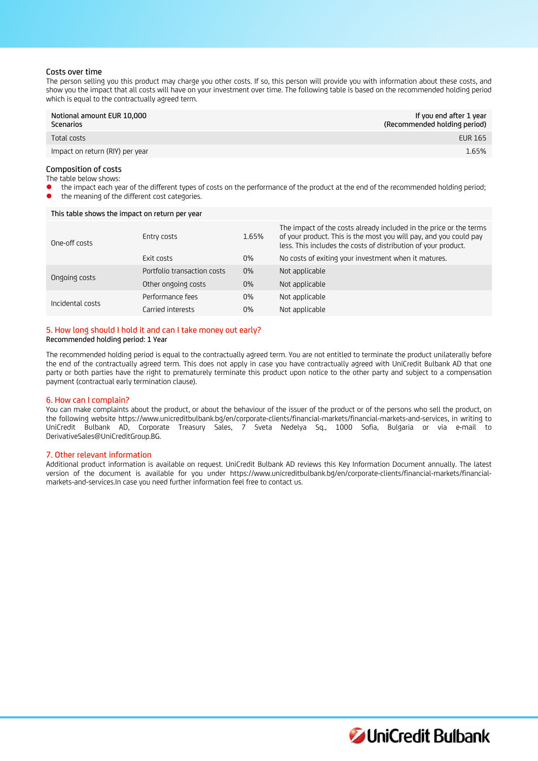### Costs over time

The person selling you this product may charge you other costs. If so, this person will provide you with information about these costs, and show you the impact that all costs will have on your investment over time. The following table is based on the recommended holding period which is equal to the contractually agreed term.

| Notional amount EUR 10,000<br>Scenarios | If you end after 1 year<br>(Recommended holding period) |
|---|---|
| Total costs | EUR 165 |
| Impact on return (RIY) per year | 1.65% |

### Composition of costs

The table below shows:

- the impact each year of the different types of costs on the performance of the product at the end of the recommended holding period;
- the meaning of the different cost categories.

| This table shows the impact on return per year | | | |
|---|---|---|---|
| One-off costs | Entry costs | 1.65% | The impact of the costs already included in the price or the terms of your product. This is the most you will pay, and you could pay less. This includes the costs of distribution of your product. |
| | Exit costs | 0% | No costs of exiting your investment when it matures. |
| Ongoing costs | Portfolio transaction costs | 0% | Not applicable |
| | Other ongoing costs | 0% | Not applicable |
| Incidental costs | Performance fees | 0% | Not applicable |
| | Carried interests | 0% | Not applicable |

## 5. How long should I hold it and can I take money out early?

Recommended holding period: 1 Year

The recommended holding period is equal to the contractually agreed term. You are not entitled to terminate the product unilaterally before the end of the contractually agreed term. This does not apply in case you have contractually agreed with UniCredit Bulbank AD that one party or both parties have the right to prematurely terminate this product upon notice to the other party and subject to a compensation payment (contractual early termination clause).

## 6. How can I complain?

You can make complaints about the product, or about the behaviour of the issuer of the product or of the persons who sell the product, on the following website https://www.unicreditbulbank.bg/en/corporate-clients/financial-markets/financial-markets-and-services, in writing to UniCredit Bulbank AD, Corporate Treasury Sales, 7 Sveta Nedelya Sq., 1000 Sofia, Bulgaria or via e-mail to DerivativeSales@UniCreditGroup.BG.

## 7. Other relevant information

Additional product information is available on request. UniCredit Bulbank AD reviews this Key Information Document annually. The latest version of the document is available for you under https://www.unicreditbulbank.bg/en/corporate-clients/financial-markets/financial-markets-and-services.In case you need further information feel free to contact us.